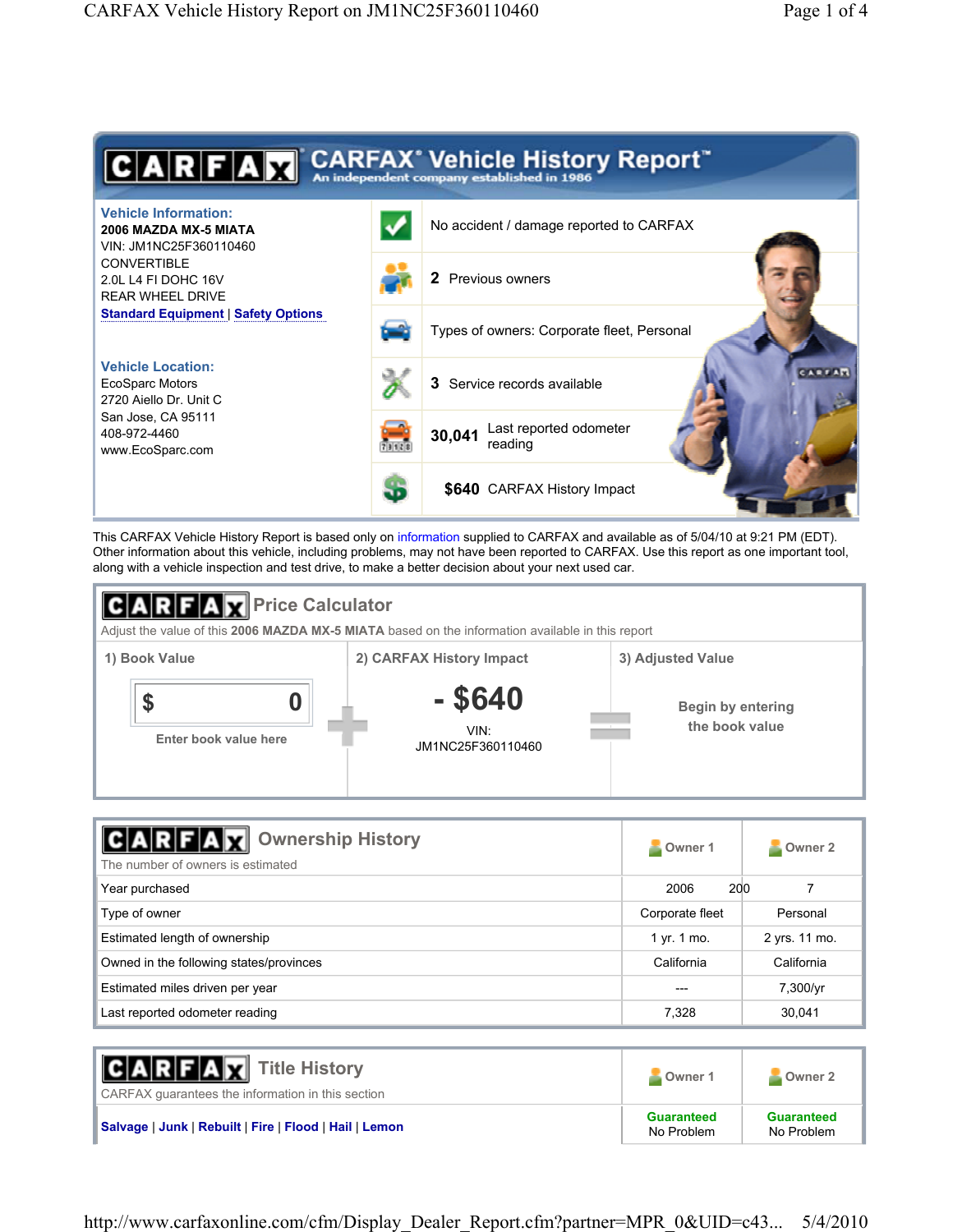# CARFAX Vehicle History Report

An independent company established in 1986

**Vehicle Information:**
**2006 MAZDA MX-5 MIATA**
VIN: JM1NC25F360110460
CONVERTIBLE
2.0L L4 FI DOHC 16V
REAR WHEEL DRIVE
Standard Equipment | Safety Options

**Vehicle Location:**
EcoSparc Motors
2720 Aiello Dr. Unit C
San Jose, CA 95111
408-972-4460
www.EcoSparc.com

- No accident / damage reported to CARFAX
- **2** Previous owners
- Types of owners: Corporate fleet, Personal
- **3** Service records available
- **30,041** Last reported odometer reading
- **$640** CARFAX History Impact

This CARFAX Vehicle History Report is based only on information supplied to CARFAX and available as of 5/04/10 at 9:21 PM (EDT). Other information about this vehicle, including problems, may not have been reported to CARFAX. Use this report as one important tool, along with a vehicle inspection and test drive, to make a better decision about your next used car.

## CARFAX Price Calculator

Adjust the value of this **2006 MAZDA MX-5 MIATA** based on the information available in this report

| 1) Book Value | 2) CARFAX History Impact | 3) Adjusted Value |
|---|---|---|
| $ 0<br>Enter book value here | **- $640**<br>VIN: JM1NC25F360110460 | Begin by entering the book value |

## CARFAX Ownership History

The number of owners is estimated

| | Owner 1 | Owner 2 |
|---|---|---|
| Year purchased | 2006 | 2007 |
| Type of owner | Corporate fleet | Personal |
| Estimated length of ownership | 1 yr. 1 mo. | 2 yrs. 11 mo. |
| Owned in the following states/provinces | California | California |
| Estimated miles driven per year | --- | 7,300/yr |
| Last reported odometer reading | 7,328 | 30,041 |

## CARFAX Title History

CARFAX guarantees the information in this section

| | Owner 1 | Owner 2 |
|---|---|---|
| Salvage \| Junk \| Rebuilt \| Fire \| Flood \| Hail \| Lemon | Guaranteed<br>No Problem | Guaranteed<br>No Problem |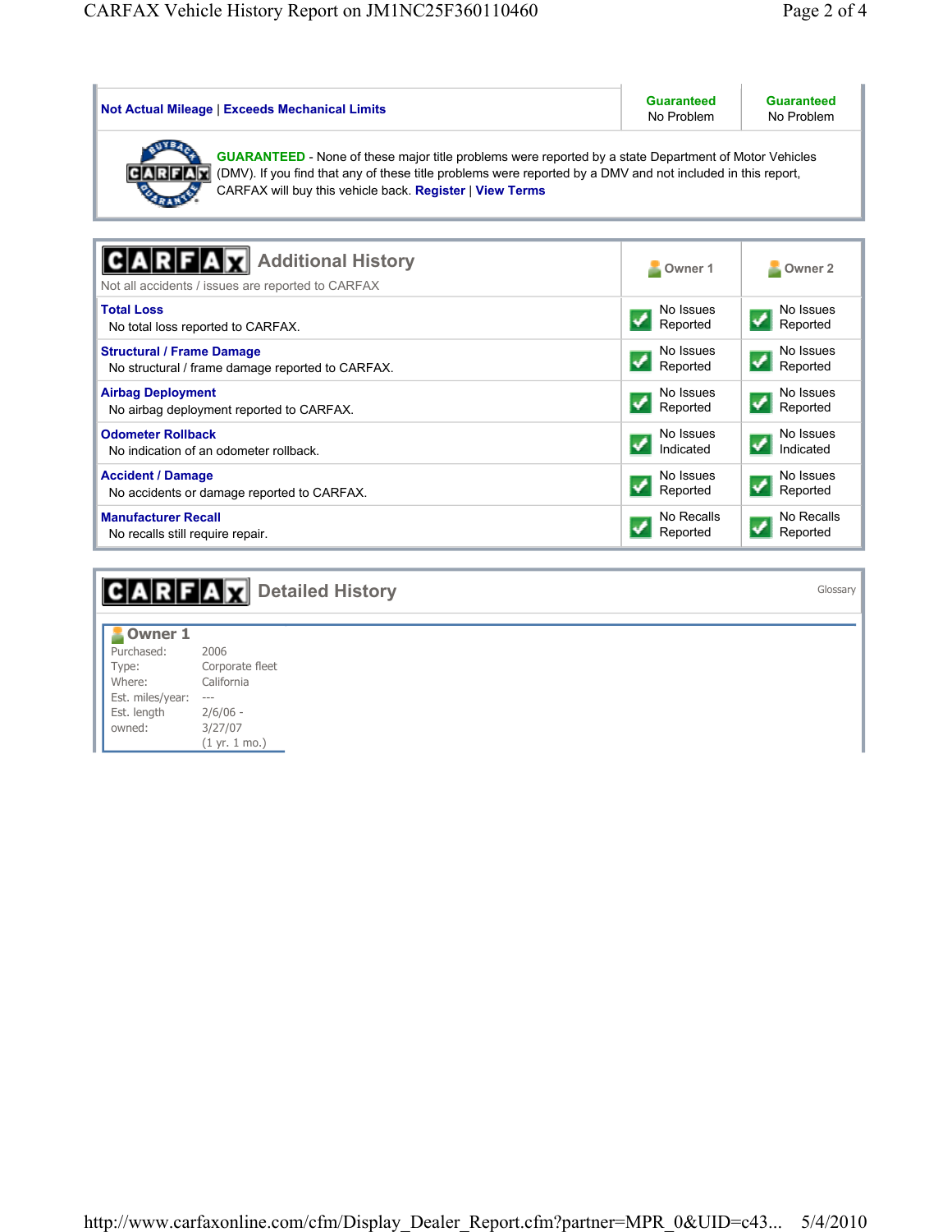| | | |
|---|---|---|
| **Not Actual Mileage** \| **Exceeds Mechanical Limits** | **Guaranteed** No Problem | **Guaranteed** No Problem |

**GUARANTEED** - None of these major title problems were reported by a state Department of Motor Vehicles (DMV). If you find that any of these title problems were reported by a DMV and not included in this report, CARFAX will buy this vehicle back. **Register** | **View Terms**

## CARFAX Additional History

Not all accidents / issues are reported to CARFAX

| | Owner 1 | Owner 2 |
|---|---|---|
| **Total Loss**<br>No total loss reported to CARFAX. | No Issues Reported | No Issues Reported |
| **Structural / Frame Damage**<br>No structural / frame damage reported to CARFAX. | No Issues Reported | No Issues Reported |
| **Airbag Deployment**<br>No airbag deployment reported to CARFAX. | No Issues Reported | No Issues Reported |
| **Odometer Rollback**<br>No indication of an odometer rollback. | No Issues Indicated | No Issues Indicated |
| **Accident / Damage**<br>No accidents or damage reported to CARFAX. | No Issues Reported | No Issues Reported |
| **Manufacturer Recall**<br>No recalls still require repair. | No Recalls Reported | No Recalls Reported |

## CARFAX Detailed History

Glossary

### Owner 1

| | |
|---|---|
| Purchased: | 2006 |
| Type: | Corporate fleet |
| Where: | California |
| Est. miles/year: | --- |
| Est. length owned: | 2/6/06 - 3/27/07 (1 yr. 1 mo.) |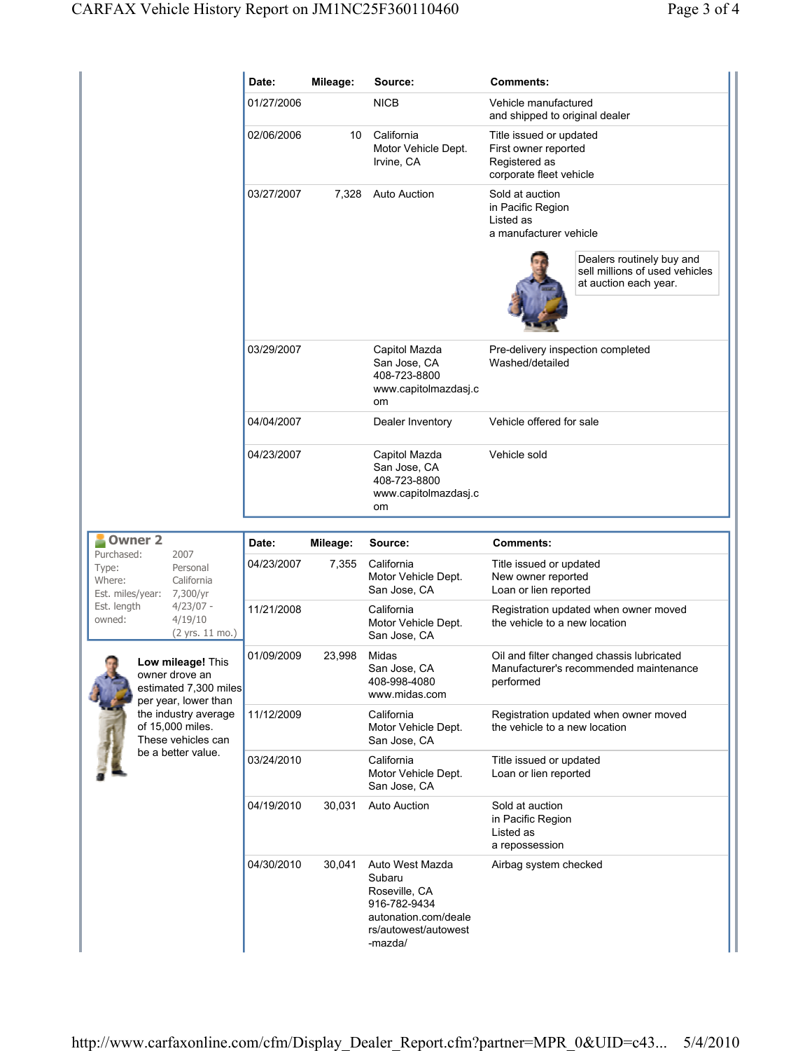| Date: | Mileage: | Source: | Comments: |
|---|---|---|---|
| 01/27/2006 | | NICB | Vehicle manufactured and shipped to original dealer |
| 02/06/2006 | 10 | California Motor Vehicle Dept. Irvine, CA | Title issued or updated First owner reported Registered as corporate fleet vehicle |
| 03/27/2007 | 7,328 | Auto Auction | Sold at auction in Pacific Region Listed as a manufacturer vehicle<br>Dealers routinely buy and sell millions of used vehicles at auction each year. |
| 03/29/2007 | | Capitol Mazda San Jose, CA 408-723-8800 www.capitolmazdasj.com | Pre-delivery inspection completed Washed/detailed |
| 04/04/2007 | | Dealer Inventory | Vehicle offered for sale |
| 04/23/2007 | | Capitol Mazda San Jose, CA 408-723-8800 www.capitolmazdasj.com | Vehicle sold |

## Owner 2

| | |
|---|---|
| Purchased: | 2007 |
| Type: | Personal |
| Where: | California |
| Est. miles/year: | 7,300/yr |
| Est. length owned: | 4/23/07 - 4/19/10 (2 yrs. 11 mo.) |

**Low mileage!** This owner drove an estimated 7,300 miles per year, lower than the industry average of 15,000 miles. These vehicles can be a better value.

| Date: | Mileage: | Source: | Comments: |
|---|---|---|---|
| 04/23/2007 | 7,355 | California Motor Vehicle Dept. San Jose, CA | Title issued or updated New owner reported Loan or lien reported |
| 11/21/2008 | | California Motor Vehicle Dept. San Jose, CA | Registration updated when owner moved the vehicle to a new location |
| 01/09/2009 | 23,998 | Midas San Jose, CA 408-998-4080 www.midas.com | Oil and filter changed chassis lubricated Manufacturer's recommended maintenance performed |
| 11/12/2009 | | California Motor Vehicle Dept. San Jose, CA | Registration updated when owner moved the vehicle to a new location |
| 03/24/2010 | | California Motor Vehicle Dept. San Jose, CA | Title issued or updated Loan or lien reported |
| 04/19/2010 | 30,031 | Auto Auction | Sold at auction in Pacific Region Listed as a repossession |
| 04/30/2010 | 30,041 | Auto West Mazda Subaru Roseville, CA 916-782-9434 autonation.com/dealers/autowest/autowest-mazda/ | Airbag system checked |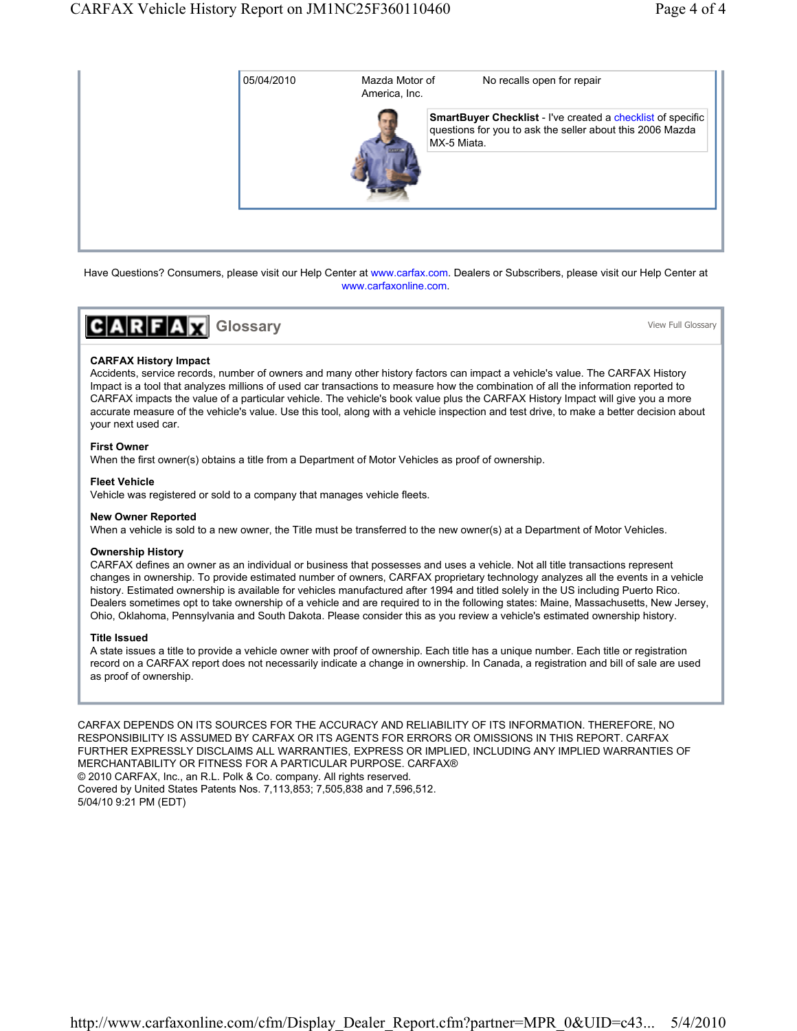| | | |
|---|---|---|
| 05/04/2010 | Mazda Motor of America, Inc. | No recalls open for repair |

**SmartBuyer Checklist** - I've created a checklist of specific questions for you to ask the seller about this 2006 Mazda MX-5 Miata.

Have Questions? Consumers, please visit our Help Center at www.carfax.com. Dealers or Subscribers, please visit our Help Center at www.carfaxonline.com.

## CARFAX Glossary

View Full Glossary

**CARFAX History Impact**
Accidents, service records, number of owners and many other history factors can impact a vehicle's value. The CARFAX History Impact is a tool that analyzes millions of used car transactions to measure how the combination of all the information reported to CARFAX impacts the value of a particular vehicle. The vehicle's book value plus the CARFAX History Impact will give you a more accurate measure of the vehicle's value. Use this tool, along with a vehicle inspection and test drive, to make a better decision about your next used car.

**First Owner**
When the first owner(s) obtains a title from a Department of Motor Vehicles as proof of ownership.

**Fleet Vehicle**
Vehicle was registered or sold to a company that manages vehicle fleets.

**New Owner Reported**
When a vehicle is sold to a new owner, the Title must be transferred to the new owner(s) at a Department of Motor Vehicles.

**Ownership History**
CARFAX defines an owner as an individual or business that possesses and uses a vehicle. Not all title transactions represent changes in ownership. To provide estimated number of owners, CARFAX proprietary technology analyzes all the events in a vehicle history. Estimated ownership is available for vehicles manufactured after 1994 and titled solely in the US including Puerto Rico. Dealers sometimes opt to take ownership of a vehicle and are required to in the following states: Maine, Massachusetts, New Jersey, Ohio, Oklahoma, Pennsylvania and South Dakota. Please consider this as you review a vehicle's estimated ownership history.

**Title Issued**
A state issues a title to provide a vehicle owner with proof of ownership. Each title has a unique number. Each title or registration record on a CARFAX report does not necessarily indicate a change in ownership. In Canada, a registration and bill of sale are used as proof of ownership.

CARFAX DEPENDS ON ITS SOURCES FOR THE ACCURACY AND RELIABILITY OF ITS INFORMATION. THEREFORE, NO RESPONSIBILITY IS ASSUMED BY CARFAX OR ITS AGENTS FOR ERRORS OR OMISSIONS IN THIS REPORT. CARFAX FURTHER EXPRESSLY DISCLAIMS ALL WARRANTIES, EXPRESS OR IMPLIED, INCLUDING ANY IMPLIED WARRANTIES OF MERCHANTABILITY OR FITNESS FOR A PARTICULAR PURPOSE. CARFAX®
© 2010 CARFAX, Inc., an R.L. Polk & Co. company. All rights reserved.
Covered by United States Patents Nos. 7,113,853; 7,505,838 and 7,596,512.
5/04/10 9:21 PM (EDT)